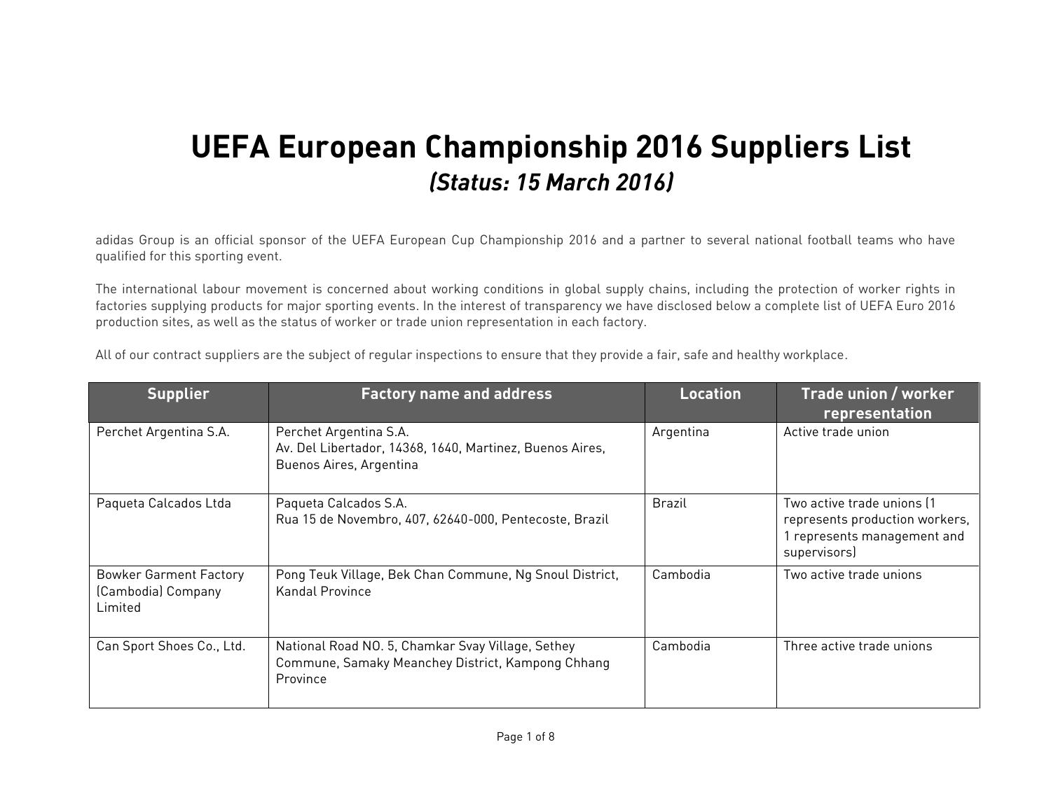# UEFA European Championship 2016 Suppliers List

## *(Status: 15 March 2016)*

adidas Group is an official sponsor of the UEFA European Cup Championship 2016 and a partner to several national football teams who have qualified for this sporting event.

The international labour movement is concerned about working conditions in global supply chains, including the protection of worker rights in factories supplying products for major sporting events. In the interest of transparency we have disclosed below a complete list of UEFA Euro 2016 production sites, as well as the status of worker or trade union representation in each factory.

All of our contract suppliers are the subject of regular inspections to ensure that they provide a fair, safe and healthy workplace.

| Supplier | Factory name and address | Location | Trade union / worker representation |
|---|---|---|---|
| Perchet Argentina S.A. | Perchet Argentina S.A.<br>Av. Del Libertador, 14368, 1640, Martinez, Buenos Aires, Buenos Aires, Argentina | Argentina | Active trade union |
| Paqueta Calcados Ltda | Paqueta Calcados S.A.<br>Rua 15 de Novembro, 407, 62640-000, Pentecoste, Brazil | Brazil | Two active trade unions (1 represents production workers, 1 represents management and supervisors) |
| Bowker Garment Factory (Cambodia) Company Limited | Pong Teuk Village, Bek Chan Commune, Ng Snoul District, Kandal Province | Cambodia | Two active trade unions |
| Can Sport Shoes Co., Ltd. | National Road NO. 5, Chamkar Svay Village, Sethey Commune, Samaky Meanchey District, Kampong Chhang Province | Cambodia | Three active trade unions |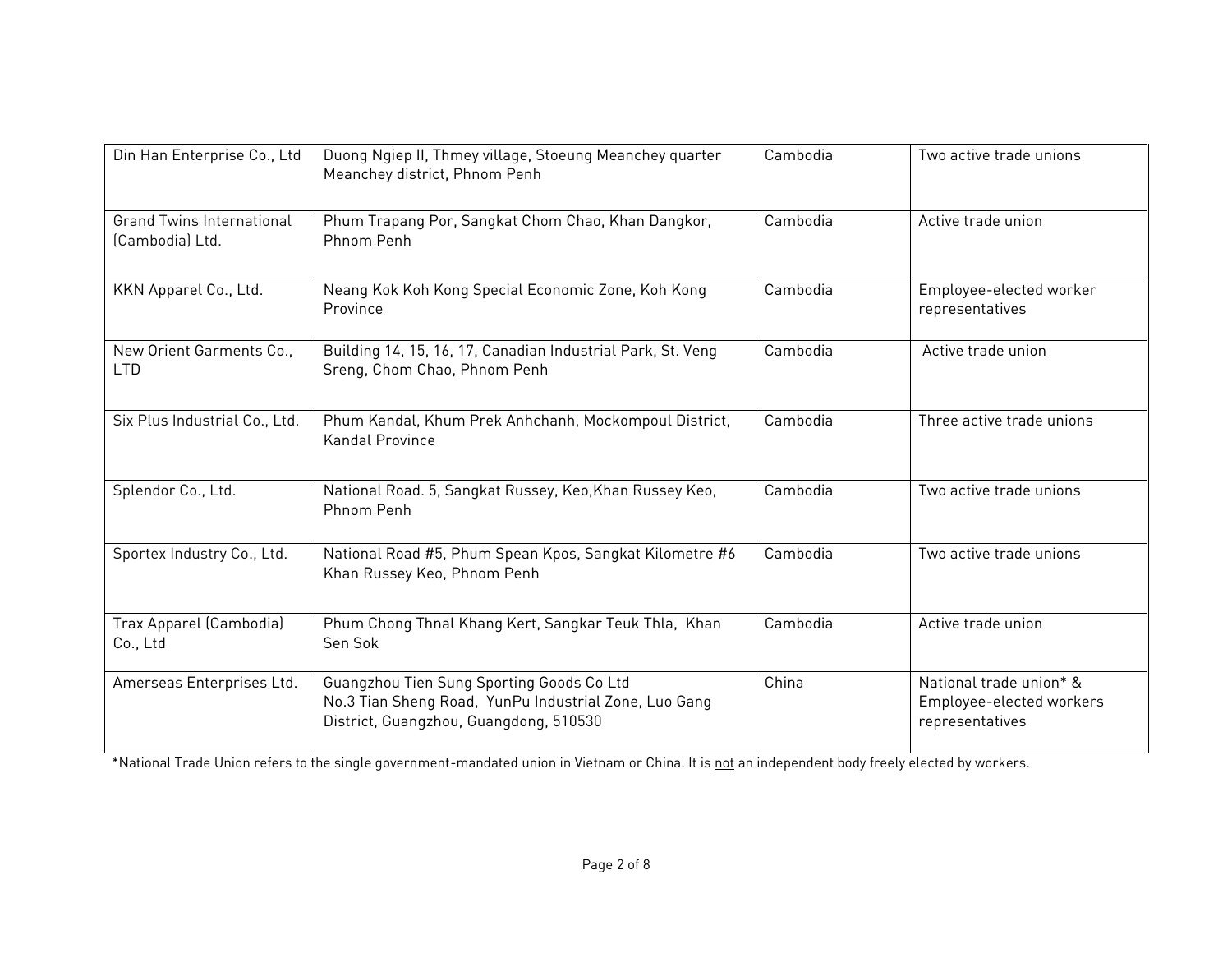| | | | |
|---|---|---|---|
| Din Han Enterprise Co., Ltd | Duong Ngiep II, Thmey village, Stoeung Meanchey quarter Meanchey district, Phnom Penh | Cambodia | Two active trade unions |
| Grand Twins International (Cambodia) Ltd. | Phum Trapang Por, Sangkat Chom Chao, Khan Dangkor, Phnom Penh | Cambodia | Active trade union |
| KKN Apparel Co., Ltd. | Neang Kok Koh Kong Special Economic Zone, Koh Kong Province | Cambodia | Employee-elected worker representatives |
| New Orient Garments Co., LTD | Building 14, 15, 16, 17, Canadian Industrial Park, St. Veng Sreng, Chom Chao, Phnom Penh | Cambodia | Active trade union |
| Six Plus Industrial Co., Ltd. | Phum Kandal, Khum Prek Anhchanh, Mockompoul District, Kandal Province | Cambodia | Three active trade unions |
| Splendor Co., Ltd. | National Road. 5, Sangkat Russey, Keo,Khan Russey Keo, Phnom Penh | Cambodia | Two active trade unions |
| Sportex Industry Co., Ltd. | National Road #5, Phum Spean Kpos, Sangkat Kilometre #6 Khan Russey Keo, Phnom Penh | Cambodia | Two active trade unions |
| Trax Apparel (Cambodia) Co., Ltd | Phum Chong Thnal Khang Kert, Sangkar Teuk Thla, Khan Sen Sok | Cambodia | Active trade union |
| Amerseas Enterprises Ltd. | Guangzhou Tien Sung Sporting Goods Co Ltd No.3 Tian Sheng Road, YunPu Industrial Zone, Luo Gang District, Guangzhou, Guangdong, 510530 | China | National trade union* & Employee-elected workers representatives |

*National Trade Union refers to the single government-mandated union in Vietnam or China. It is <u>not</u> an independent body freely elected by workers.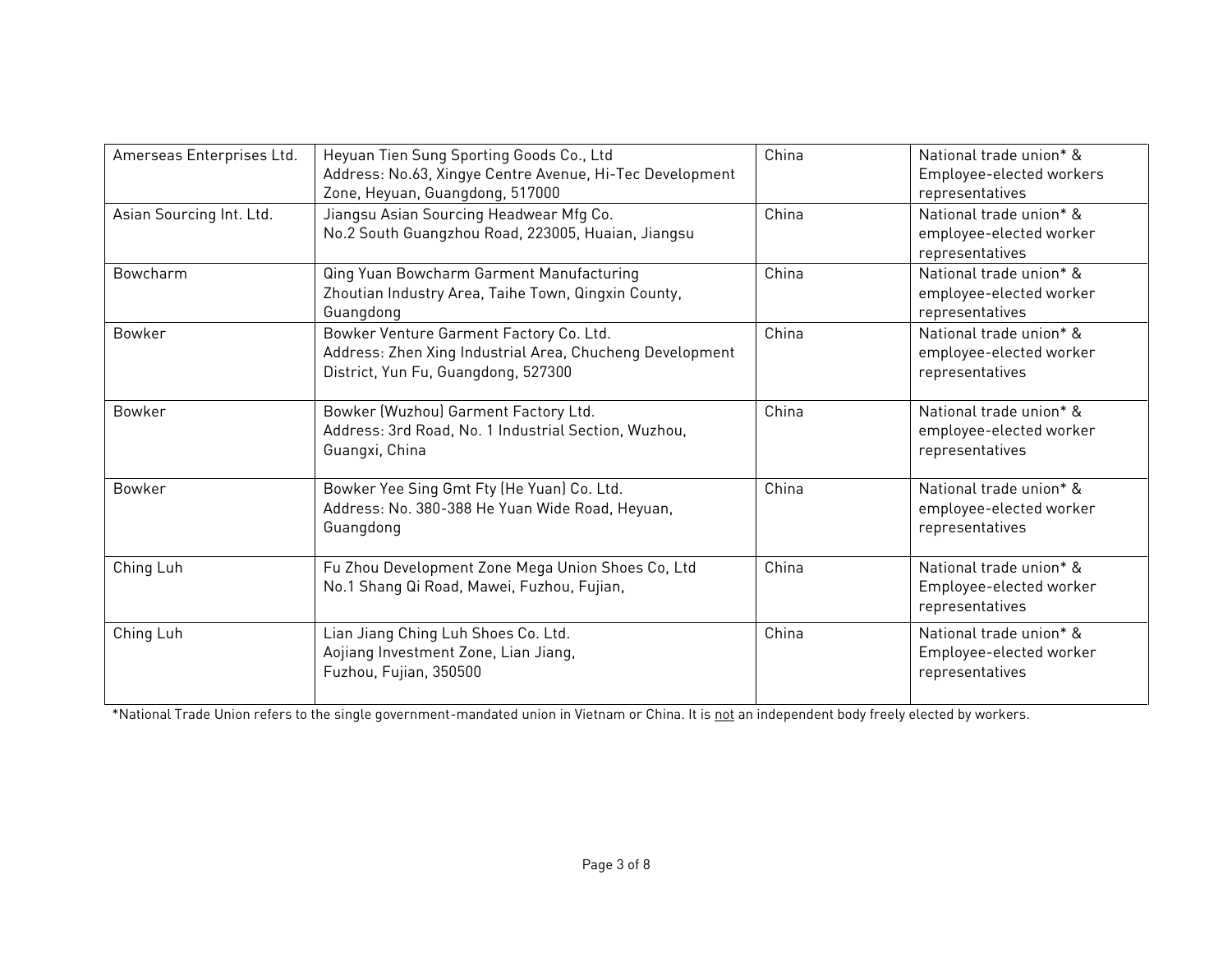| Amerseas Enterprises Ltd. | Heyuan Tien Sung Sporting Goods Co., Ltd<br>Address: No.63, Xingye Centre Avenue, Hi-Tec Development Zone, Heyuan, Guangdong, 517000 | China | National trade union* & Employee-elected workers representatives |
|---|---|---|---|
| Asian Sourcing Int. Ltd. | Jiangsu Asian Sourcing Headwear Mfg Co.<br>No.2 South Guangzhou Road, 223005, Huaian, Jiangsu | China | National trade union* & employee-elected worker representatives |
| Bowcharm | Qing Yuan Bowcharm Garment Manufacturing<br>Zhoutian Industry Area, Taihe Town, Qingxin County, Guangdong | China | National trade union* & employee-elected worker representatives |
| Bowker | Bowker Venture Garment Factory Co. Ltd.<br>Address: Zhen Xing Industrial Area, Chucheng Development District, Yun Fu, Guangdong, 527300 | China | National trade union* & employee-elected worker representatives |
| Bowker | Bowker (Wuzhou) Garment Factory Ltd.<br>Address: 3rd Road, No. 1 Industrial Section, Wuzhou, Guangxi, China | China | National trade union* & employee-elected worker representatives |
| Bowker | Bowker Yee Sing Gmt Fty (He Yuan) Co. Ltd.<br>Address: No. 380-388 He Yuan Wide Road, Heyuan, Guangdong | China | National trade union* & employee-elected worker representatives |
| Ching Luh | Fu Zhou Development Zone Mega Union Shoes Co, Ltd<br>No.1 Shang Qi Road, Mawei, Fuzhou, Fujian, | China | National trade union* & Employee-elected worker representatives |
| Ching Luh | Lian Jiang Ching Luh Shoes Co. Ltd.<br>Aojiang Investment Zone, Lian Jiang,<br>Fuzhou, Fujian, 350500 | China | National trade union* & Employee-elected worker representatives |

*National Trade Union refers to the single government-mandated union in Vietnam or China. It is <u>not</u> an independent body freely elected by workers.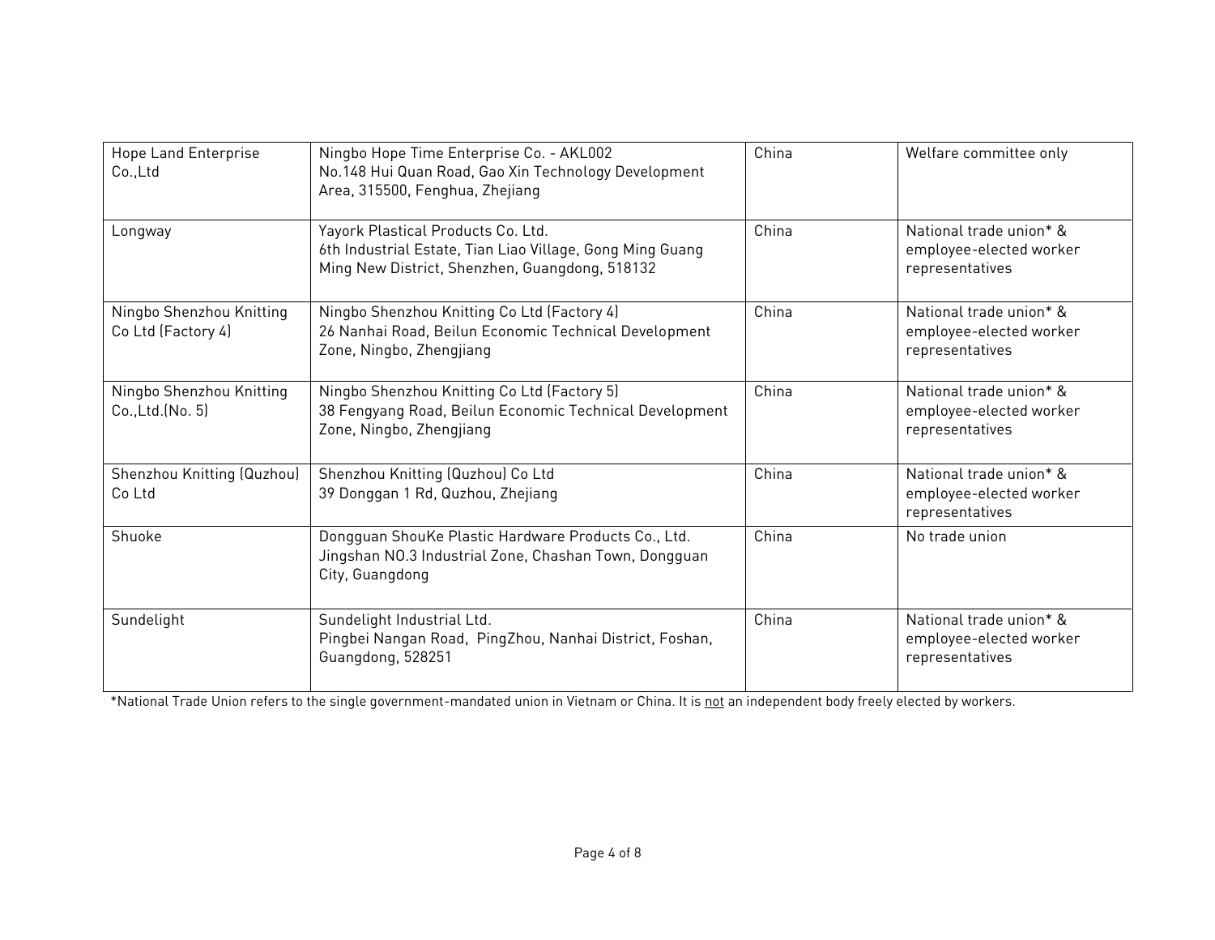| Hope Land Enterprise Co.,Ltd | Ningbo Hope Time Enterprise Co. - AKL002<br>No.148 Hui Quan Road, Gao Xin Technology Development Area, 315500, Fenghua, Zhejiang | China | Welfare committee only |
|---|---|---|---|
| Longway | Yayork Plastical Products Co. Ltd.<br>6th Industrial Estate, Tian Liao Village, Gong Ming Guang Ming New District, Shenzhen, Guangdong, 518132 | China | National trade union* & employee-elected worker representatives |
| Ningbo Shenzhou Knitting Co Ltd (Factory 4) | Ningbo Shenzhou Knitting Co Ltd (Factory 4)<br>26 Nanhai Road, Beilun Economic Technical Development Zone, Ningbo, Zhengjiang | China | National trade union* & employee-elected worker representatives |
| Ningbo Shenzhou Knitting Co.,Ltd.(No. 5) | Ningbo Shenzhou Knitting Co Ltd (Factory 5)<br>38 Fengyang Road, Beilun Economic Technical Development Zone, Ningbo, Zhengjiang | China | National trade union* & employee-elected worker representatives |
| Shenzhou Knitting (Quzhou) Co Ltd | Shenzhou Knitting (Quzhou) Co Ltd<br>39 Donggan 1 Rd, Quzhou, Zhejiang | China | National trade union* & employee-elected worker representatives |
| Shuoke | Dongguan ShouKe Plastic Hardware Products Co., Ltd.<br>Jingshan NO.3 Industrial Zone, Chashan Town, Dongguan City, Guangdong | China | No trade union |
| Sundelight | Sundelight Industrial Ltd.<br>Pingbei Nangan Road, PingZhou, Nanhai District, Foshan, Guangdong, 528251 | China | National trade union* & employee-elected worker representatives |

*National Trade Union refers to the single government-mandated union in Vietnam or China. It is <u>not</u> an independent body freely elected by workers.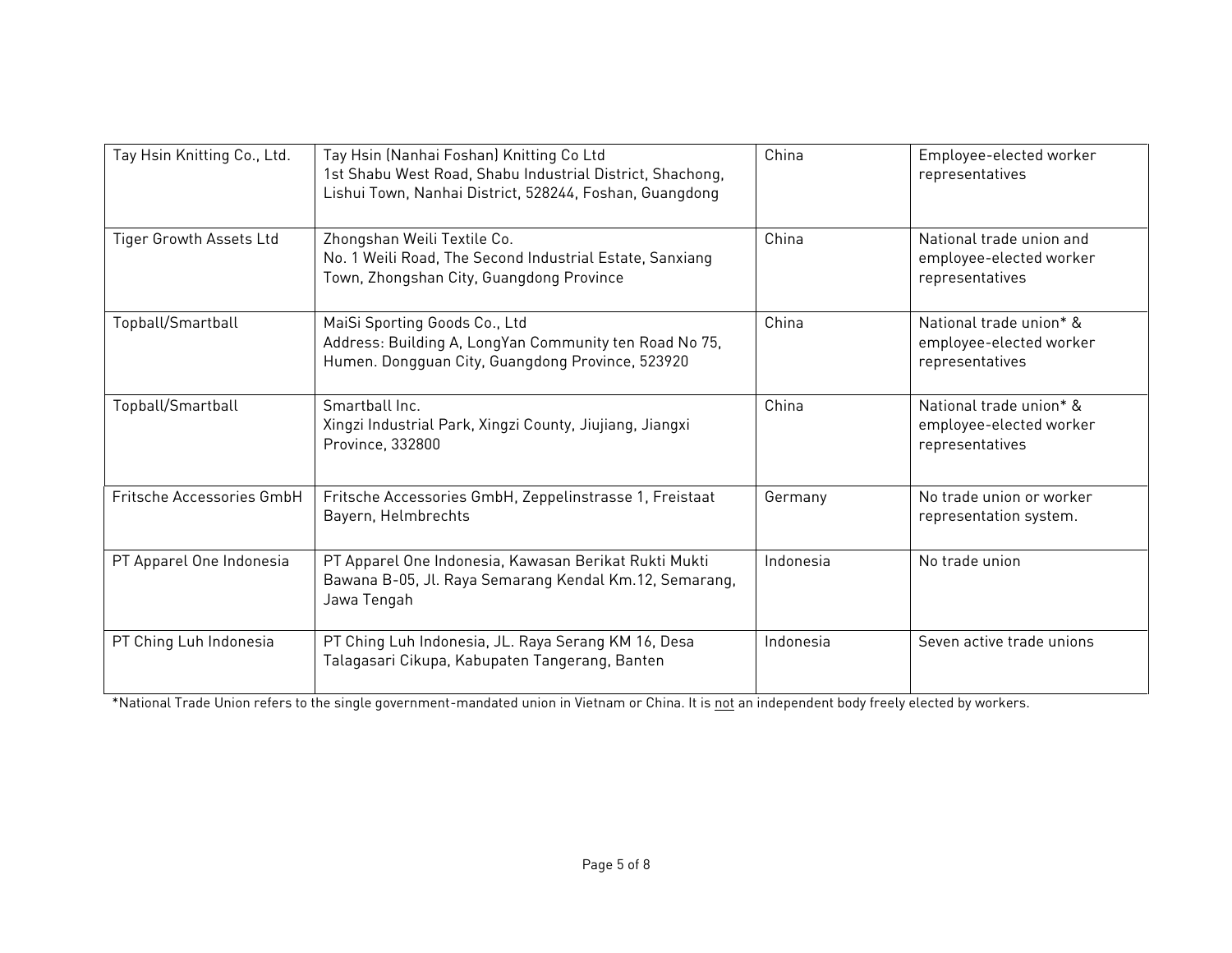| Tay Hsin Knitting Co., Ltd. | Tay Hsin (Nanhai Foshan) Knitting Co Ltd<br>1st Shabu West Road, Shabu Industrial District, Shachong, Lishui Town, Nanhai District, 528244, Foshan, Guangdong | China | Employee-elected worker representatives |
|---|---|---|---|
| Tiger Growth Assets Ltd | Zhongshan Weili Textile Co.<br>No. 1 Weili Road, The Second Industrial Estate, Sanxiang Town, Zhongshan City, Guangdong Province | China | National trade union and employee-elected worker representatives |
| Topball/Smartball | MaiSi Sporting Goods Co., Ltd<br>Address: Building A, LongYan Community ten Road No 75, Humen. Dongguan City, Guangdong Province, 523920 | China | National trade union* & employee-elected worker representatives |
| Topball/Smartball | Smartball Inc.<br>Xingzi Industrial Park, Xingzi County, Jiujiang, Jiangxi Province, 332800 | China | National trade union* & employee-elected worker representatives |
| Fritsche Accessories GmbH | Fritsche Accessories GmbH, Zeppelinstrasse 1, Freistaat Bayern, Helmbrechts | Germany | No trade union or worker representation system. |
| PT Apparel One Indonesia | PT Apparel One Indonesia, Kawasan Berikat Rukti Mukti Bawana B-05, Jl. Raya Semarang Kendal Km.12, Semarang, Jawa Tengah | Indonesia | No trade union |
| PT Ching Luh Indonesia | PT Ching Luh Indonesia, JL. Raya Serang KM 16, Desa Talagasari Cikupa, Kabupaten Tangerang, Banten | Indonesia | Seven active trade unions |

*National Trade Union refers to the single government-mandated union in Vietnam or China. It is <u>not</u> an independent body freely elected by workers.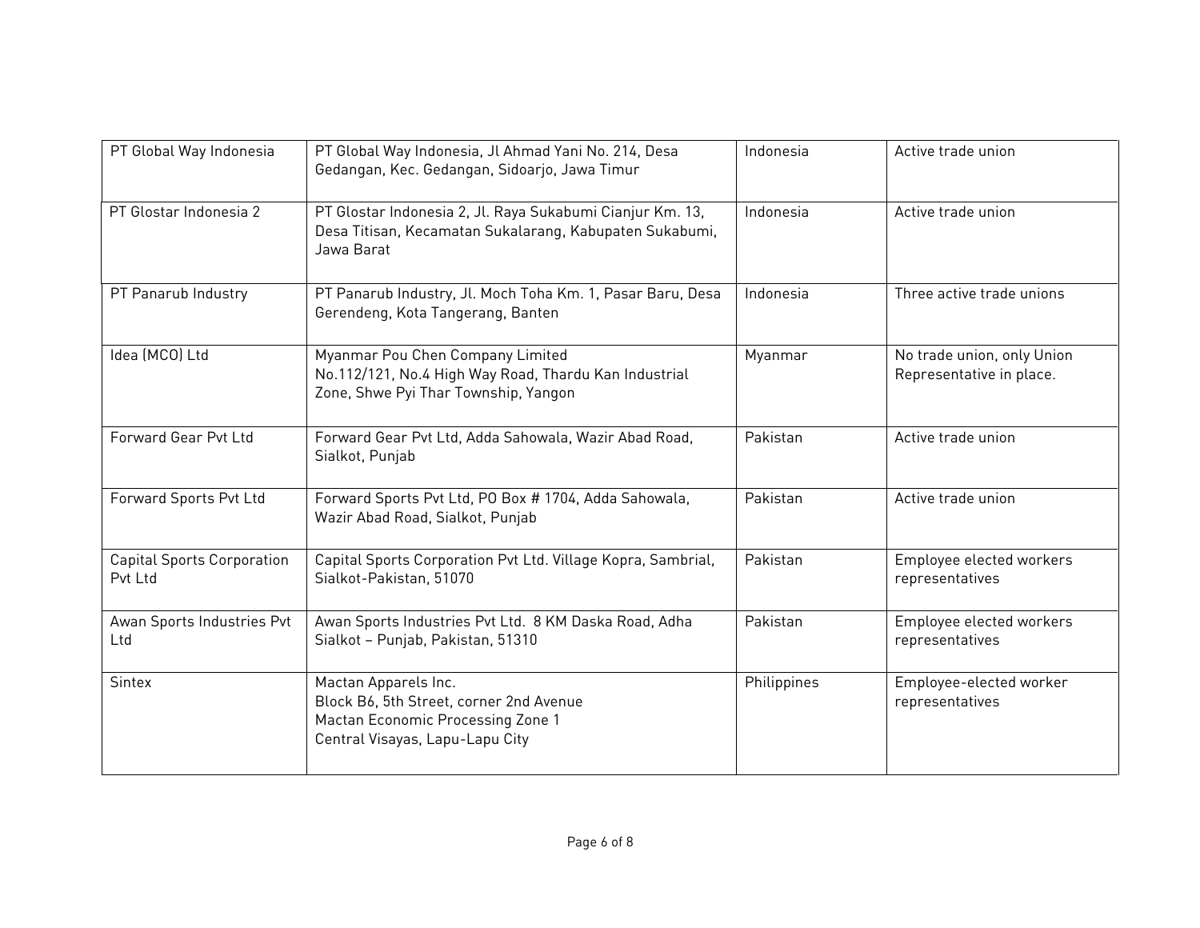| | | | |
|---|---|---|---|
| PT Global Way Indonesia | PT Global Way Indonesia, Jl Ahmad Yani No. 214, Desa Gedangan, Kec. Gedangan, Sidoarjo, Jawa Timur | Indonesia | Active trade union |
| PT Glostar Indonesia 2 | PT Glostar Indonesia 2, Jl. Raya Sukabumi Cianjur Km. 13, Desa Titisan, Kecamatan Sukalarang, Kabupaten Sukabumi, Jawa Barat | Indonesia | Active trade union |
| PT Panarub Industry | PT Panarub Industry, Jl. Moch Toha Km. 1, Pasar Baru, Desa Gerendeng, Kota Tangerang, Banten | Indonesia | Three active trade unions |
| Idea (MCO) Ltd | Myanmar Pou Chen Company Limited<br>No.112/121, No.4 High Way Road, Thardu Kan Industrial Zone, Shwe Pyi Thar Township, Yangon | Myanmar | No trade union, only Union Representative in place. |
| Forward Gear Pvt Ltd | Forward Gear Pvt Ltd, Adda Sahowala, Wazir Abad Road, Sialkot, Punjab | Pakistan | Active trade union |
| Forward Sports Pvt Ltd | Forward Sports Pvt Ltd, PO Box # 1704, Adda Sahowala, Wazir Abad Road, Sialkot, Punjab | Pakistan | Active trade union |
| Capital Sports Corporation Pvt Ltd | Capital Sports Corporation Pvt Ltd. Village Kopra, Sambrial, Sialkot-Pakistan, 51070 | Pakistan | Employee elected workers representatives |
| Awan Sports Industries Pvt Ltd | Awan Sports Industries Pvt Ltd. 8 KM Daska Road, Adha Sialkot – Punjab, Pakistan, 51310 | Pakistan | Employee elected workers representatives |
| Sintex | Mactan Apparels Inc.<br>Block B6, 5th Street, corner 2nd Avenue<br>Mactan Economic Processing Zone 1<br>Central Visayas, Lapu-Lapu City | Philippines | Employee-elected worker representatives |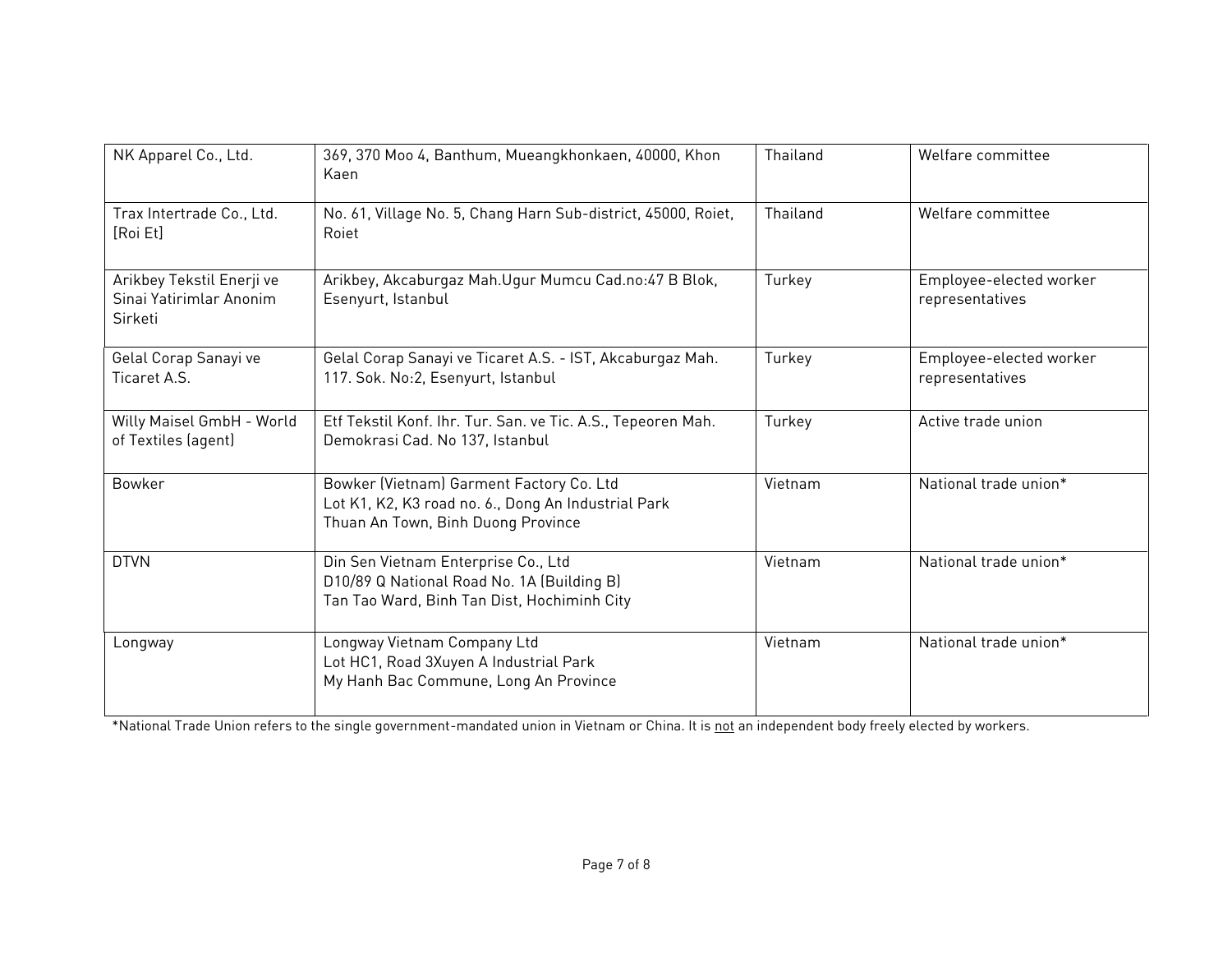| NK Apparel Co., Ltd. | 369, 370 Moo 4, Banthum, Mueangkhonkaen, 40000, Khon Kaen | Thailand | Welfare committee |
|---|---|---|---|
| Trax Intertrade Co., Ltd. [Roi Et] | No. 61, Village No. 5, Chang Harn Sub-district, 45000, Roiet, Roiet | Thailand | Welfare committee |
| Arikbey Tekstil Enerji ve Sinai Yatirimlar Anonim Sirketi | Arikbey, Akcaburgaz Mah.Ugur Mumcu Cad.no:47 B Blok, Esenyurt, Istanbul | Turkey | Employee-elected worker representatives |
| Gelal Corap Sanayi ve Ticaret A.S. | Gelal Corap Sanayi ve Ticaret A.S. - IST, Akcaburgaz Mah. 117. Sok. No:2, Esenyurt, Istanbul | Turkey | Employee-elected worker representatives |
| Willy Maisel GmbH - World of Textiles (agent) | Etf Tekstil Konf. Ihr. Tur. San. ve Tic. A.S., Tepeoren Mah. Demokrasi Cad. No 137, Istanbul | Turkey | Active trade union |
| Bowker | Bowker (Vietnam) Garment Factory Co. Ltd<br>Lot K1, K2, K3 road no. 6., Dong An Industrial Park<br>Thuan An Town, Binh Duong Province | Vietnam | National trade union* |
| DTVN | Din Sen Vietnam Enterprise Co., Ltd<br>D10/89 Q National Road No. 1A (Building B)<br>Tan Tao Ward, Binh Tan Dist, Hochiminh City | Vietnam | National trade union* |
| Longway | Longway Vietnam Company Ltd<br>Lot HC1, Road 3Xuyen A Industrial Park<br>My Hanh Bac Commune, Long An Province | Vietnam | National trade union* |

*National Trade Union refers to the single government-mandated union in Vietnam or China. It is <u>not</u> an independent body freely elected by workers.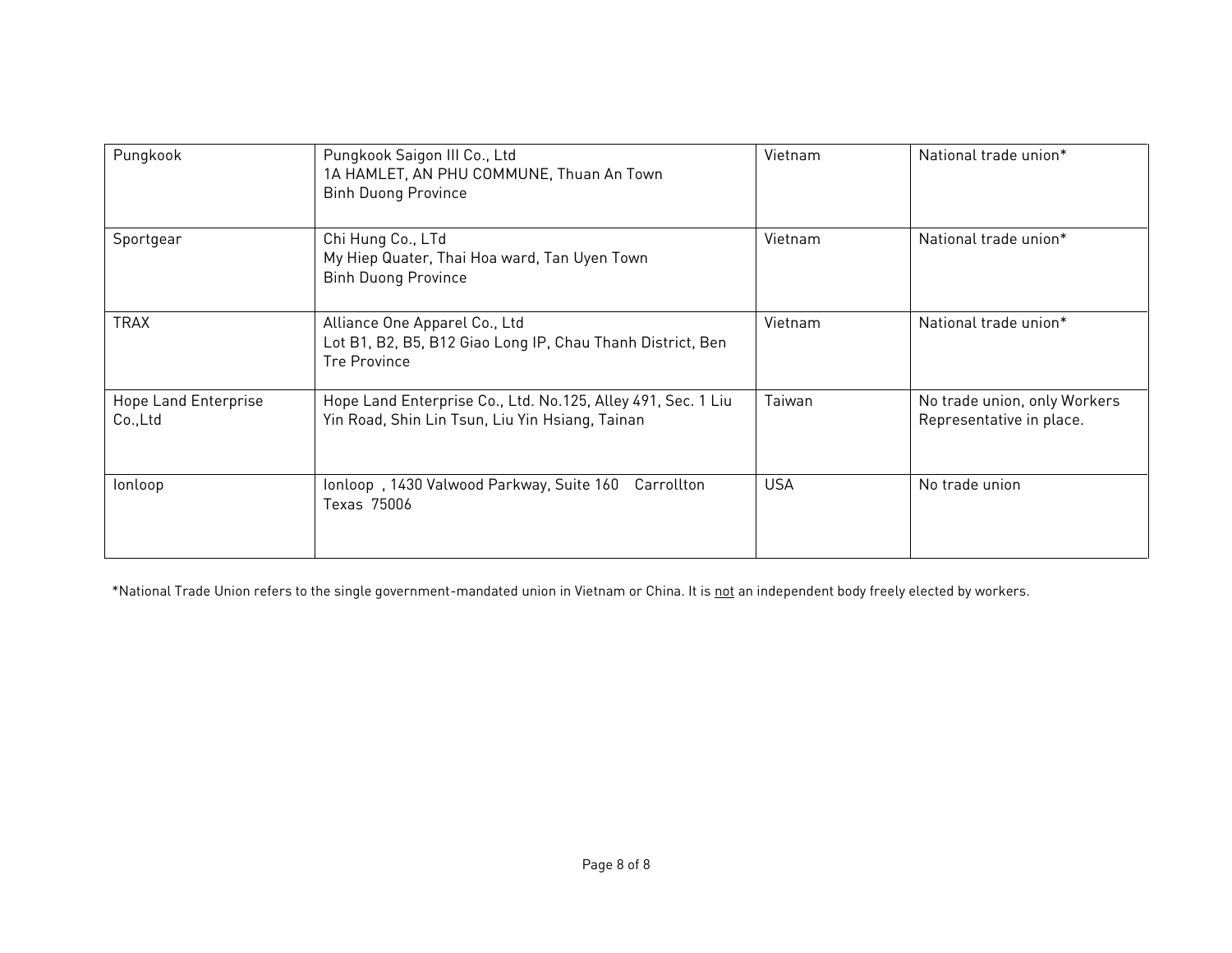| | | | |
|---|---|---|---|
| Pungkook | Pungkook Saigon III Co., Ltd<br>1A HAMLET, AN PHU COMMUNE, Thuan An Town<br>Binh Duong Province | Vietnam | National trade union* |
| Sportgear | Chi Hung Co., LTd<br>My Hiep Quater, Thai Hoa ward, Tan Uyen Town<br>Binh Duong Province | Vietnam | National trade union* |
| TRAX | Alliance One Apparel Co., Ltd<br>Lot B1, B2, B5, B12 Giao Long IP, Chau Thanh District, Ben Tre Province | Vietnam | National trade union* |
| Hope Land Enterprise Co.,Ltd | Hope Land Enterprise Co., Ltd. No.125, Alley 491, Sec. 1 Liu Yin Road, Shin Lin Tsun, Liu Yin Hsiang, Tainan | Taiwan | No trade union, only Workers Representative in place. |
| Ionloop | Ionloop , 1430 Valwood Parkway, Suite 160 Carrollton Texas 75006 | USA | No trade union |

*National Trade Union refers to the single government-mandated union in Vietnam or China. It is <u>not</u> an independent body freely elected by workers.